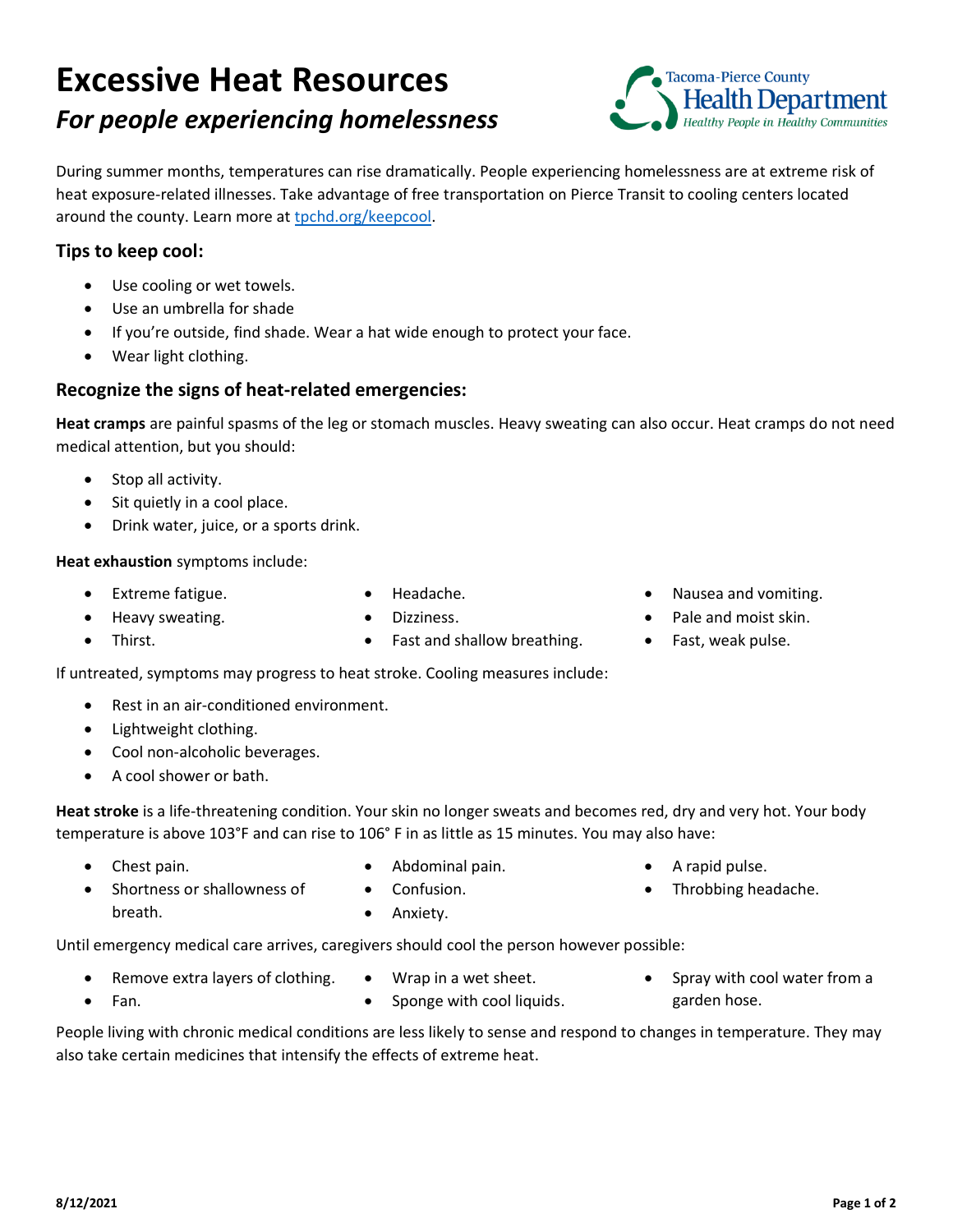# Excessive Heat Resources

## *For people experiencing homelessness*

Tacoma-Pierce County Health Department — *Healthy People in Healthy Communities*

During summer months, temperatures can rise dramatically. People experiencing homelessness are at extreme risk of heat exposure-related illnesses. Take advantage of free transportation on Pierce Transit to cooling centers located around the county. Learn more at [tpchd.org/keepcool](tpchd.org/keepcool).

### Tips to keep cool:

- Use cooling or wet towels.
- Use an umbrella for shade
- If you're outside, find shade. Wear a hat wide enough to protect your face.
- Wear light clothing.

### Recognize the signs of heat-related emergencies:

**Heat cramps** are painful spasms of the leg or stomach muscles. Heavy sweating can also occur. Heat cramps do not need medical attention, but you should:

- Stop all activity.
- Sit quietly in a cool place.
- Drink water, juice, or a sports drink.

**Heat exhaustion** symptoms include:

- Extreme fatigue.
- Heavy sweating.
- Thirst.
- Headache.
- Dizziness.
- Fast and shallow breathing.
- Nausea and vomiting.
- Pale and moist skin.
- Fast, weak pulse.

If untreated, symptoms may progress to heat stroke. Cooling measures include:

- Rest in an air-conditioned environment.
- Lightweight clothing.
- Cool non-alcoholic beverages.
- A cool shower or bath.

**Heat stroke** is a life-threatening condition. Your skin no longer sweats and becomes red, dry and very hot. Your body temperature is above 103°F and can rise to 106° F in as little as 15 minutes. You may also have:

- Chest pain.
- Shortness or shallowness of breath.
- Abdominal pain.
- Confusion.
- Anxiety.
- A rapid pulse.
- Throbbing headache.

Until emergency medical care arrives, caregivers should cool the person however possible:

- Remove extra layers of clothing.
- Fan.
- Wrap in a wet sheet.
- Sponge with cool liquids.
- Spray with cool water from a garden hose.

People living with chronic medical conditions are less likely to sense and respond to changes in temperature. They may also take certain medicines that intensify the effects of extreme heat.

8/12/2021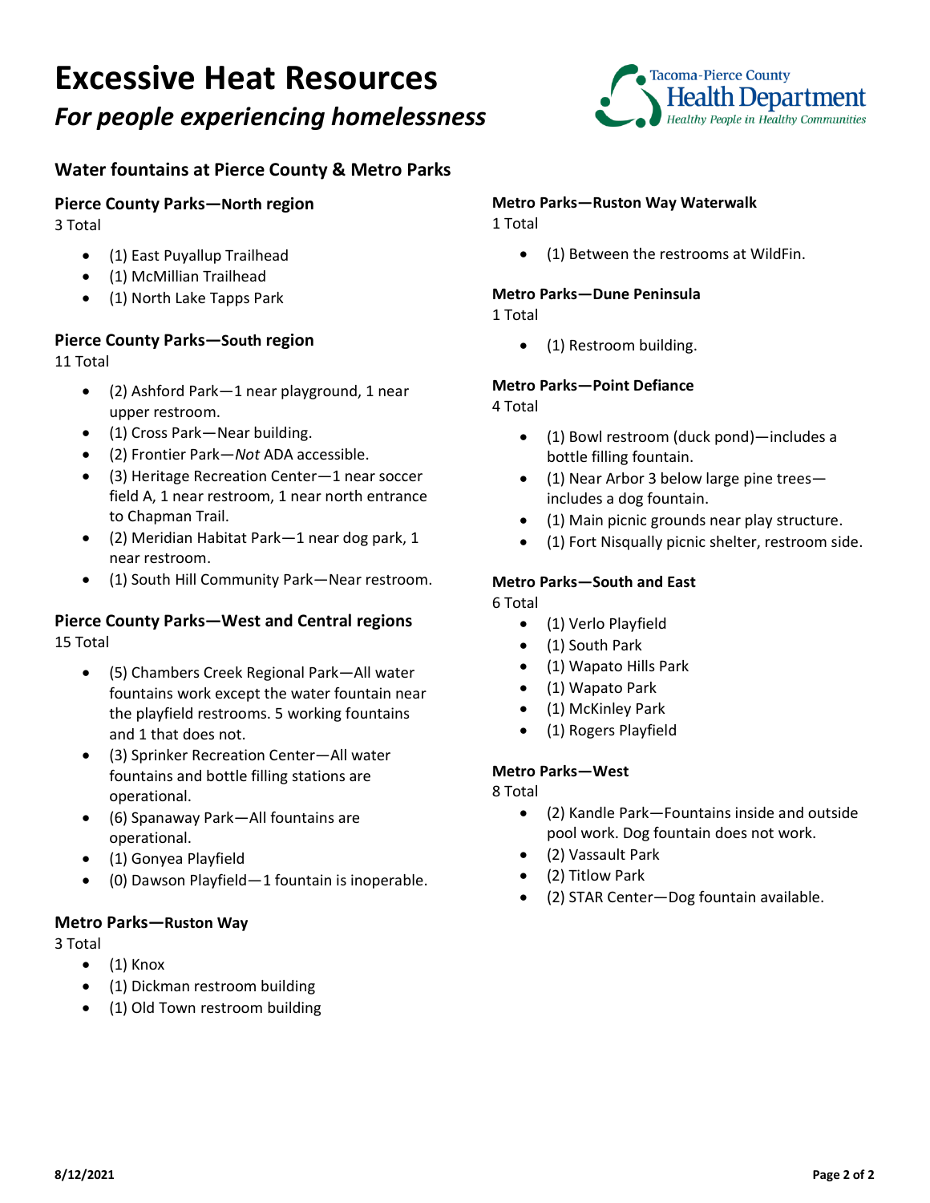# Excessive Heat Resources

## *For people experiencing homelessness*

Tacoma-Pierce County Health Department
Healthy People in Healthy Communities

### Water fountains at Pierce County & Metro Parks

**Pierce County Parks—North region**

3 Total

- (1) East Puyallup Trailhead
- (1) McMillian Trailhead
- (1) North Lake Tapps Park

**Pierce County Parks—South region**

11 Total

- (2) Ashford Park—1 near playground, 1 near upper restroom.
- (1) Cross Park—Near building.
- (2) Frontier Park—*Not* ADA accessible.
- (3) Heritage Recreation Center—1 near soccer field A, 1 near restroom, 1 near north entrance to Chapman Trail.
- (2) Meridian Habitat Park—1 near dog park, 1 near restroom.
- (1) South Hill Community Park—Near restroom.

**Pierce County Parks—West and Central regions**

15 Total

- (5) Chambers Creek Regional Park—All water fountains work except the water fountain near the playfield restrooms. 5 working fountains and 1 that does not.
- (3) Sprinker Recreation Center—All water fountains and bottle filling stations are operational.
- (6) Spanaway Park—All fountains are operational.
- (1) Gonyea Playfield
- (0) Dawson Playfield—1 fountain is inoperable.

**Metro Parks—Ruston Way**

3 Total

- (1) Knox
- (1) Dickman restroom building
- (1) Old Town restroom building

**Metro Parks—Ruston Way Waterwalk**

1 Total

- (1) Between the restrooms at WildFin.

**Metro Parks—Dune Peninsula**

1 Total

- (1) Restroom building.

**Metro Parks—Point Defiance**

4 Total

- (1) Bowl restroom (duck pond)—includes a bottle filling fountain.
- (1) Near Arbor 3 below large pine trees—includes a dog fountain.
- (1) Main picnic grounds near play structure.
- (1) Fort Nisqually picnic shelter, restroom side.

**Metro Parks—South and East**

6 Total

- (1) Verlo Playfield
- (1) South Park
- (1) Wapato Hills Park
- (1) Wapato Park
- (1) McKinley Park
- (1) Rogers Playfield

**Metro Parks—West**

8 Total

- (2) Kandle Park—Fountains inside and outside pool work. Dog fountain does not work.
- (2) Vassault Park
- (2) Titlow Park
- (2) STAR Center—Dog fountain available.

8/12/2021